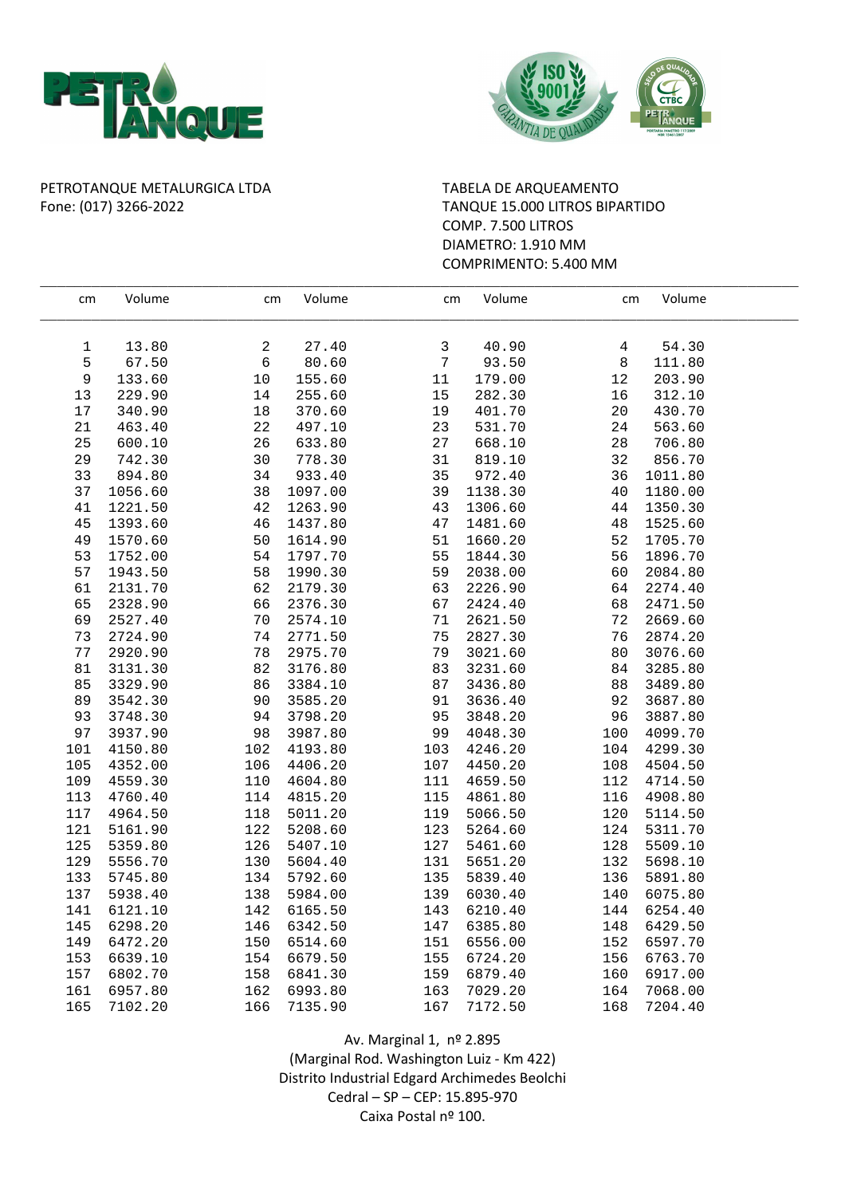PETROTANQUE METALURGICA LTDA
Fone: (017) 3266-2022

TABELA DE ARQUEAMENTO
TANQUE 15.000 LITROS BIPARTIDO
COMP. 7.500 LITROS
DIAMETRO: 1.910 MM
COMPRIMENTO: 5.400 MM

| cm | Volume | cm | Volume | cm | Volume | cm | Volume |
|---|---|---|---|---|---|---|---|
| 1 | 13.80 | 2 | 27.40 | 3 | 40.90 | 4 | 54.30 |
| 5 | 67.50 | 6 | 80.60 | 7 | 93.50 | 8 | 111.80 |
| 9 | 133.60 | 10 | 155.60 | 11 | 179.00 | 12 | 203.90 |
| 13 | 229.90 | 14 | 255.60 | 15 | 282.30 | 16 | 312.10 |
| 17 | 340.90 | 18 | 370.60 | 19 | 401.70 | 20 | 430.70 |
| 21 | 463.40 | 22 | 497.10 | 23 | 531.70 | 24 | 563.60 |
| 25 | 600.10 | 26 | 633.80 | 27 | 668.10 | 28 | 706.80 |
| 29 | 742.30 | 30 | 778.30 | 31 | 819.10 | 32 | 856.70 |
| 33 | 894.80 | 34 | 933.40 | 35 | 972.40 | 36 | 1011.80 |
| 37 | 1056.60 | 38 | 1097.00 | 39 | 1138.30 | 40 | 1180.00 |
| 41 | 1221.50 | 42 | 1263.90 | 43 | 1306.60 | 44 | 1350.30 |
| 45 | 1393.60 | 46 | 1437.80 | 47 | 1481.60 | 48 | 1525.60 |
| 49 | 1570.60 | 50 | 1614.90 | 51 | 1660.20 | 52 | 1705.70 |
| 53 | 1752.00 | 54 | 1797.70 | 55 | 1844.30 | 56 | 1896.70 |
| 57 | 1943.50 | 58 | 1990.30 | 59 | 2038.00 | 60 | 2084.80 |
| 61 | 2131.70 | 62 | 2179.30 | 63 | 2226.90 | 64 | 2274.40 |
| 65 | 2328.90 | 66 | 2376.30 | 67 | 2424.40 | 68 | 2471.50 |
| 69 | 2527.40 | 70 | 2574.10 | 71 | 2621.50 | 72 | 2669.60 |
| 73 | 2724.90 | 74 | 2771.50 | 75 | 2827.30 | 76 | 2874.20 |
| 77 | 2920.90 | 78 | 2975.70 | 79 | 3021.60 | 80 | 3076.60 |
| 81 | 3131.30 | 82 | 3176.80 | 83 | 3231.60 | 84 | 3285.80 |
| 85 | 3329.90 | 86 | 3384.10 | 87 | 3436.80 | 88 | 3489.80 |
| 89 | 3542.30 | 90 | 3585.20 | 91 | 3636.40 | 92 | 3687.80 |
| 93 | 3748.30 | 94 | 3798.20 | 95 | 3848.20 | 96 | 3887.80 |
| 97 | 3937.90 | 98 | 3987.80 | 99 | 4048.30 | 100 | 4099.70 |
| 101 | 4150.80 | 102 | 4193.80 | 103 | 4246.20 | 104 | 4299.30 |
| 105 | 4352.00 | 106 | 4406.20 | 107 | 4450.20 | 108 | 4504.50 |
| 109 | 4559.30 | 110 | 4604.80 | 111 | 4659.50 | 112 | 4714.50 |
| 113 | 4760.40 | 114 | 4815.20 | 115 | 4861.80 | 116 | 4908.80 |
| 117 | 4964.50 | 118 | 5011.20 | 119 | 5066.50 | 120 | 5114.50 |
| 121 | 5161.90 | 122 | 5208.60 | 123 | 5264.60 | 124 | 5311.70 |
| 125 | 5359.80 | 126 | 5407.10 | 127 | 5461.60 | 128 | 5509.10 |
| 129 | 5556.70 | 130 | 5604.40 | 131 | 5651.20 | 132 | 5698.10 |
| 133 | 5745.80 | 134 | 5792.60 | 135 | 5839.40 | 136 | 5891.80 |
| 137 | 5938.40 | 138 | 5984.00 | 139 | 6030.40 | 140 | 6075.80 |
| 141 | 6121.10 | 142 | 6165.50 | 143 | 6210.40 | 144 | 6254.40 |
| 145 | 6298.20 | 146 | 6342.50 | 147 | 6385.80 | 148 | 6429.50 |
| 149 | 6472.20 | 150 | 6514.60 | 151 | 6556.00 | 152 | 6597.70 |
| 153 | 6639.10 | 154 | 6679.50 | 155 | 6724.20 | 156 | 6763.70 |
| 157 | 6802.70 | 158 | 6841.30 | 159 | 6879.40 | 160 | 6917.00 |
| 161 | 6957.80 | 162 | 6993.80 | 163 | 7029.20 | 164 | 7068.00 |
| 165 | 7102.20 | 166 | 7135.90 | 167 | 7172.50 | 168 | 7204.40 |

Av. Marginal 1, nº 2.895
(Marginal Rod. Washington Luiz - Km 422)
Distrito Industrial Edgard Archimedes Beolchi
Cedral – SP – CEP: 15.895-970
Caixa Postal nº 100.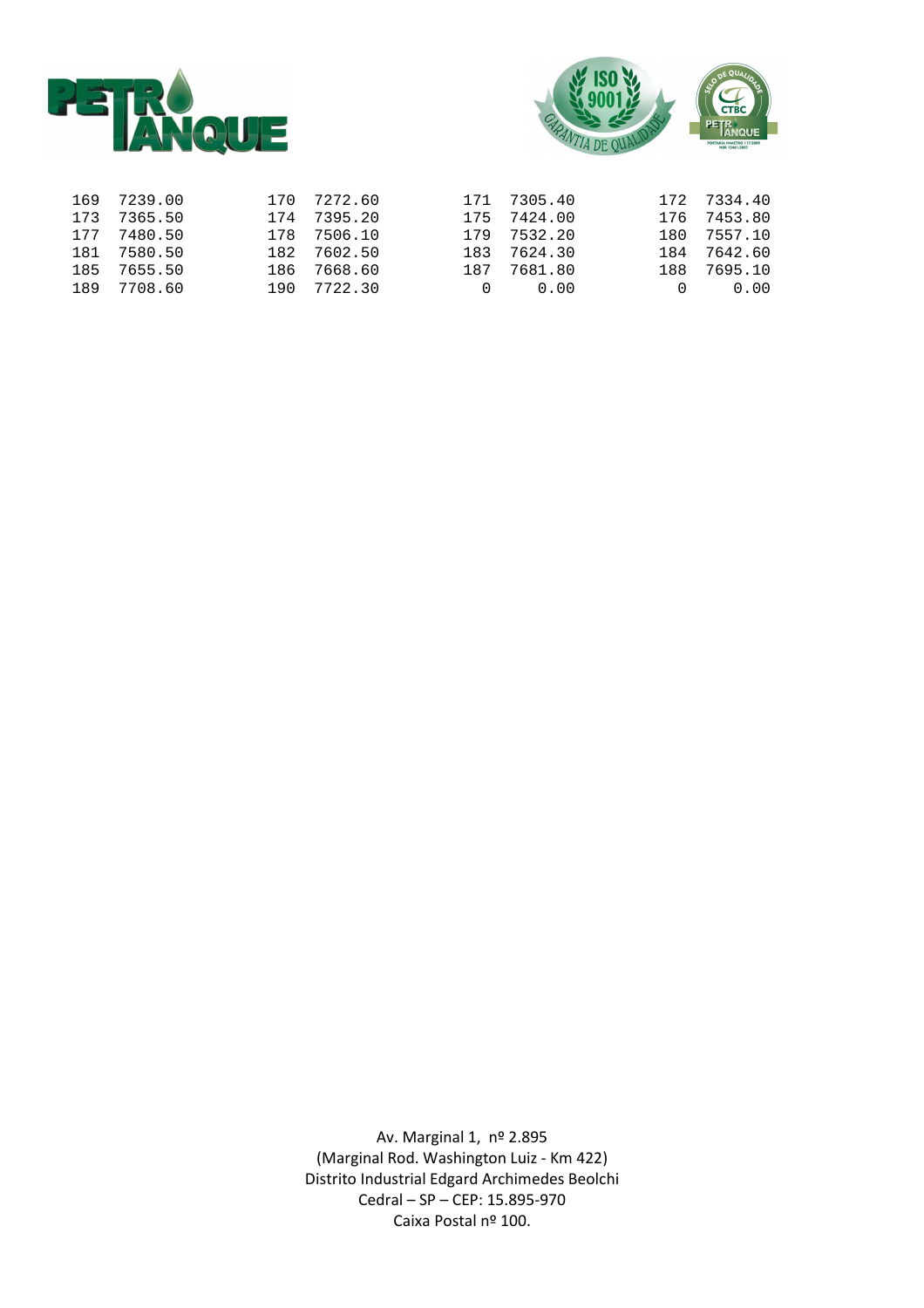| | | | | | | | |
|---|---|---|---|---|---|---|---|
| 169 | 7239.00 | 170 | 7272.60 | 171 | 7305.40 | 172 | 7334.40 |
| 173 | 7365.50 | 174 | 7395.20 | 175 | 7424.00 | 176 | 7453.80 |
| 177 | 7480.50 | 178 | 7506.10 | 179 | 7532.20 | 180 | 7557.10 |
| 181 | 7580.50 | 182 | 7602.50 | 183 | 7624.30 | 184 | 7642.60 |
| 185 | 7655.50 | 186 | 7668.60 | 187 | 7681.80 | 188 | 7695.10 |
| 189 | 7708.60 | 190 | 7722.30 | 0 | 0.00 | 0 | 0.00 |

Av. Marginal 1, nº 2.895
(Marginal Rod. Washington Luiz - Km 422)
Distrito Industrial Edgard Archimedes Beolchi
Cedral – SP – CEP: 15.895-970
Caixa Postal nº 100.